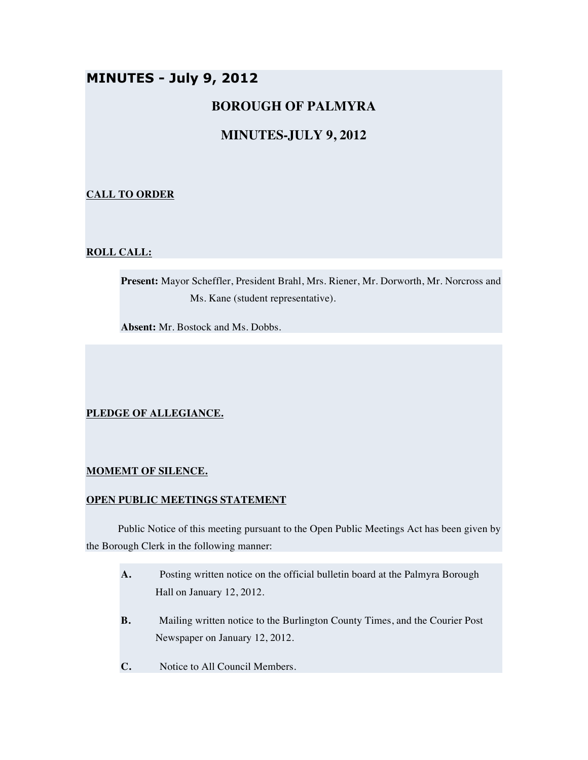# MINUTES - July 9, 2012

## BOROUGH OF PALMYRA

## MINUTES-JULY 9, 2012

**CALL TO ORDER**

**ROLL CALL:**

**Present:** Mayor Scheffler, President Brahl, Mrs. Riener, Mr. Dorworth, Mr. Norcross and Ms. Kane (student representative).

**Absent:** Mr. Bostock and Ms. Dobbs.

**PLEDGE OF ALLEGIANCE.**

**MOMEMT OF SILENCE.**

**OPEN PUBLIC MEETINGS STATEMENT**

Public Notice of this meeting pursuant to the Open Public Meetings Act has been given by the Borough Clerk in the following manner:

**A.** Posting written notice on the official bulletin board at the Palmyra Borough Hall on January 12, 2012.

**B.** Mailing written notice to the Burlington County Times, and the Courier Post Newspaper on January 12, 2012.

**C.** Notice to All Council Members.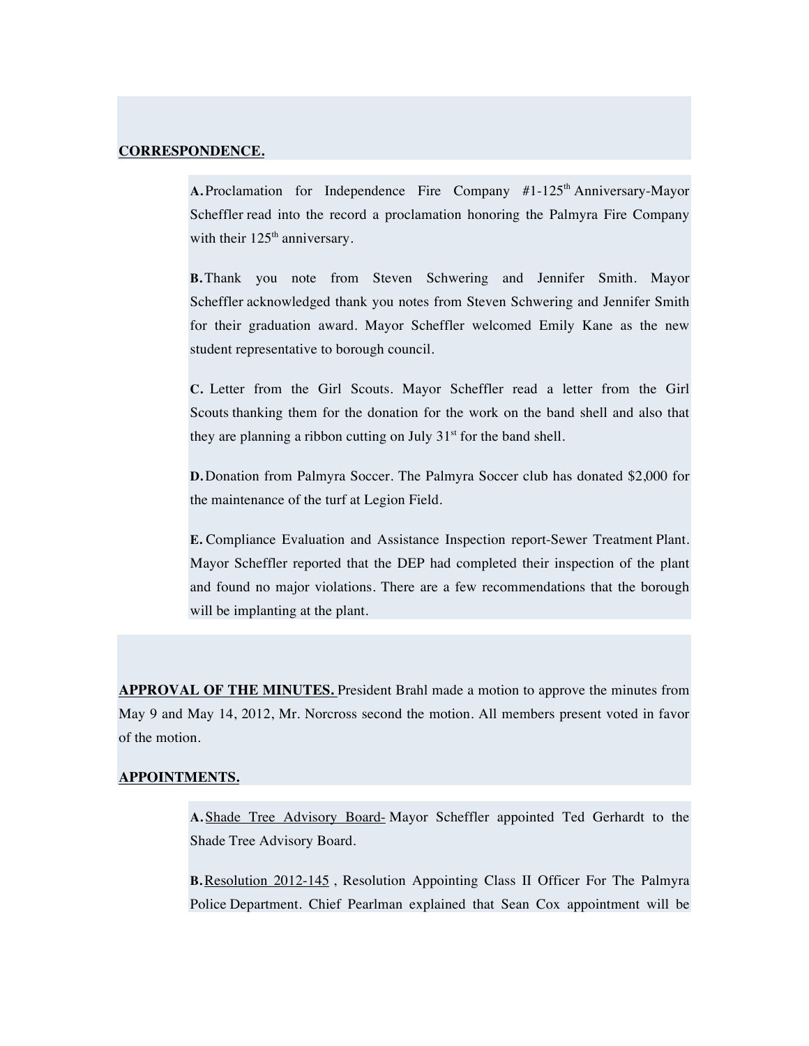**CORRESPONDENCE.**

**A.** Proclamation for Independence Fire Company #1-125th Anniversary-Mayor Scheffler read into the record a proclamation honoring the Palmyra Fire Company with their 125th anniversary.

**B.** Thank you note from Steven Schwering and Jennifer Smith. Mayor Scheffler acknowledged thank you notes from Steven Schwering and Jennifer Smith for their graduation award. Mayor Scheffler welcomed Emily Kane as the new student representative to borough council.

**C.** Letter from the Girl Scouts. Mayor Scheffler read a letter from the Girl Scouts thanking them for the donation for the work on the band shell and also that they are planning a ribbon cutting on July 31st for the band shell.

**D.** Donation from Palmyra Soccer. The Palmyra Soccer club has donated $2,000 for the maintenance of the turf at Legion Field.

**E.** Compliance Evaluation and Assistance Inspection report-Sewer Treatment Plant. Mayor Scheffler reported that the DEP had completed their inspection of the plant and found no major violations. There are a few recommendations that the borough will be implanting at the plant.

**APPROVAL OF THE MINUTES.** President Brahl made a motion to approve the minutes from May 9 and May 14, 2012, Mr. Norcross second the motion. All members present voted in favor of the motion.

**APPOINTMENTS.**

**A.** Shade Tree Advisory Board- Mayor Scheffler appointed Ted Gerhardt to the Shade Tree Advisory Board.

**B.** Resolution 2012-145 , Resolution Appointing Class II Officer For The Palmyra Police Department. Chief Pearlman explained that Sean Cox appointment will be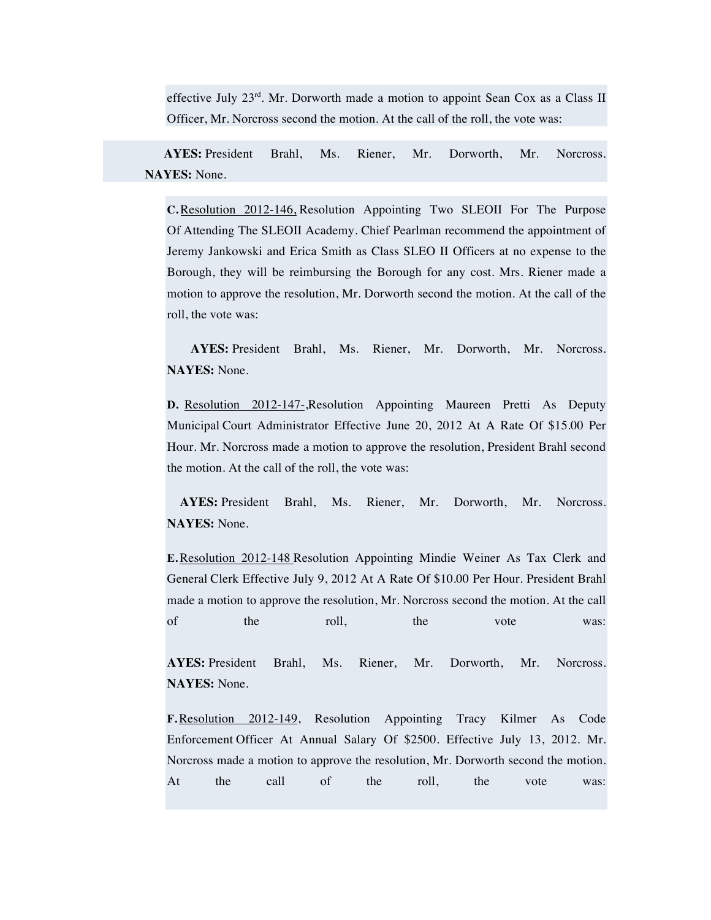effective July 23rd. Mr. Dorworth made a motion to appoint Sean Cox as a Class II Officer, Mr. Norcross second the motion. At the call of the roll, the vote was:

**AYES:** President Brahl, Ms. Riener, Mr. Dorworth, Mr. Norcross.
**NAYES:** None.

**C.** Resolution 2012-146, Resolution Appointing Two SLEOII For The Purpose Of Attending The SLEOII Academy. Chief Pearlman recommend the appointment of Jeremy Jankowski and Erica Smith as Class SLEO II Officers at no expense to the Borough, they will be reimbursing the Borough for any cost. Mrs. Riener made a motion to approve the resolution, Mr. Dorworth second the motion. At the call of the roll, the vote was:

**AYES:** President Brahl, Ms. Riener, Mr. Dorworth, Mr. Norcross.
**NAYES:** None.

**D.** Resolution 2012-147-,Resolution Appointing Maureen Pretti As Deputy Municipal Court Administrator Effective June 20, 2012 At A Rate Of $15.00 Per Hour. Mr. Norcross made a motion to approve the resolution, President Brahl second the motion. At the call of the roll, the vote was:

**AYES:** President Brahl, Ms. Riener, Mr. Dorworth, Mr. Norcross.
**NAYES:** None.

**E.** Resolution 2012-148 Resolution Appointing Mindie Weiner As Tax Clerk and General Clerk Effective July 9, 2012 At A Rate Of $10.00 Per Hour. President Brahl made a motion to approve the resolution, Mr. Norcross second the motion. At the call of the roll, the vote was:

**AYES:** President Brahl, Ms. Riener, Mr. Dorworth, Mr. Norcross.
**NAYES:** None.

**F.** Resolution 2012-149, Resolution Appointing Tracy Kilmer As Code Enforcement Officer At Annual Salary Of $2500. Effective July 13, 2012. Mr. Norcross made a motion to approve the resolution, Mr. Dorworth second the motion. At the call of the roll, the vote was: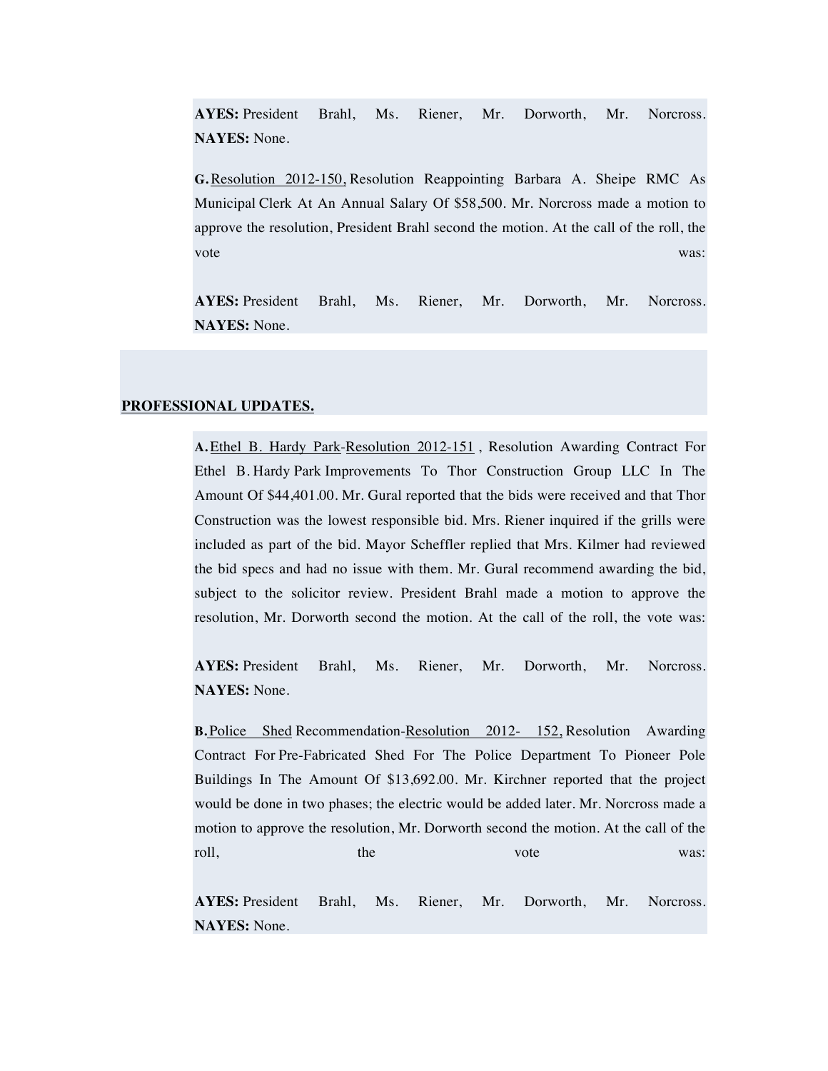**AYES:** President Brahl, Ms. Riener, Mr. Dorworth, Mr. Norcross. **NAYES:** None.

**G.** Resolution 2012-150, Resolution Reappointing Barbara A. Sheipe RMC As Municipal Clerk At An Annual Salary Of $58,500. Mr. Norcross made a motion to approve the resolution, President Brahl second the motion. At the call of the roll, the vote was:

**AYES:** President Brahl, Ms. Riener, Mr. Dorworth, Mr. Norcross. **NAYES:** None.

**PROFESSIONAL UPDATES.**

**A.** Ethel B. Hardy Park-Resolution 2012-151 , Resolution Awarding Contract For Ethel B. Hardy Park Improvements To Thor Construction Group LLC In The Amount Of $44,401.00. Mr. Gural reported that the bids were received and that Thor Construction was the lowest responsible bid. Mrs. Riener inquired if the grills were included as part of the bid. Mayor Scheffler replied that Mrs. Kilmer had reviewed the bid specs and had no issue with them. Mr. Gural recommend awarding the bid, subject to the solicitor review. President Brahl made a motion to approve the resolution, Mr. Dorworth second the motion. At the call of the roll, the vote was:

**AYES:** President Brahl, Ms. Riener, Mr. Dorworth, Mr. Norcross. **NAYES:** None.

**B.** Police Shed Recommendation-Resolution 2012- 152, Resolution Awarding Contract For Pre-Fabricated Shed For The Police Department To Pioneer Pole Buildings In The Amount Of $13,692.00. Mr. Kirchner reported that the project would be done in two phases; the electric would be added later. Mr. Norcross made a motion to approve the resolution, Mr. Dorworth second the motion. At the call of the roll, the vote was:

**AYES:** President Brahl, Ms. Riener, Mr. Dorworth, Mr. Norcross. **NAYES:** None.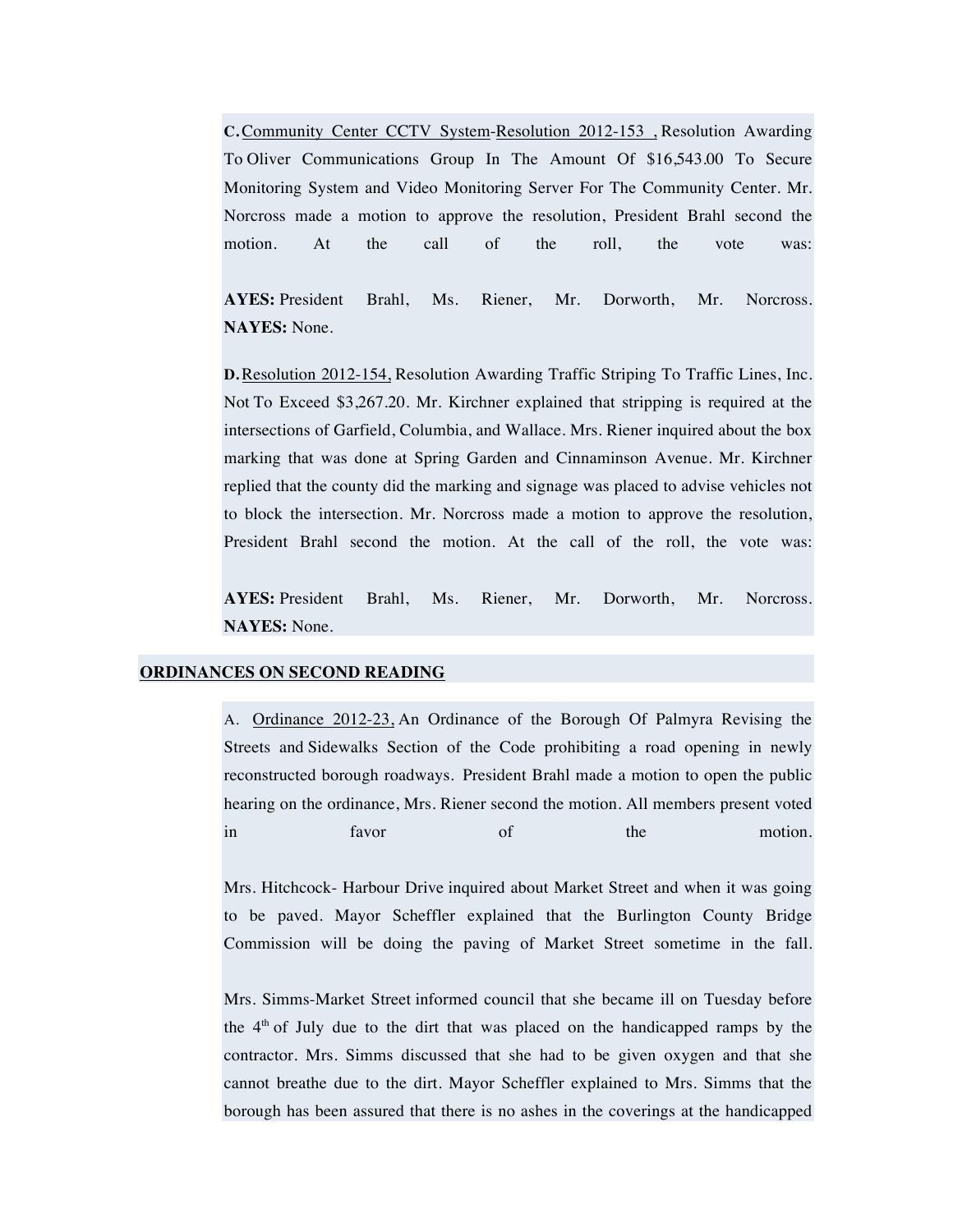**C.** Community Center CCTV System-Resolution 2012-153 , Resolution Awarding To Oliver Communications Group In The Amount Of $16,543.00 To Secure Monitoring System and Video Monitoring Server For The Community Center. Mr. Norcross made a motion to approve the resolution, President Brahl second the motion. At the call of the roll, the vote was:

**AYES:** President Brahl, Ms. Riener, Mr. Dorworth, Mr. Norcross.
**NAYES:** None.

**D.** Resolution 2012-154, Resolution Awarding Traffic Striping To Traffic Lines, Inc. Not To Exceed $3,267.20. Mr. Kirchner explained that stripping is required at the intersections of Garfield, Columbia, and Wallace. Mrs. Riener inquired about the box marking that was done at Spring Garden and Cinnaminson Avenue. Mr. Kirchner replied that the county did the marking and signage was placed to advise vehicles not to block the intersection. Mr. Norcross made a motion to approve the resolution, President Brahl second the motion. At the call of the roll, the vote was:

**AYES:** President Brahl, Ms. Riener, Mr. Dorworth, Mr. Norcross.
**NAYES:** None.

## ORDINANCES ON SECOND READING

A. Ordinance 2012-23, An Ordinance of the Borough Of Palmyra Revising the Streets and Sidewalks Section of the Code prohibiting a road opening in newly reconstructed borough roadways. President Brahl made a motion to open the public hearing on the ordinance, Mrs. Riener second the motion. All members present voted in favor of the motion.

Mrs. Hitchcock- Harbour Drive inquired about Market Street and when it was going to be paved. Mayor Scheffler explained that the Burlington County Bridge Commission will be doing the paving of Market Street sometime in the fall.

Mrs. Simms-Market Street informed council that she became ill on Tuesday before the 4th of July due to the dirt that was placed on the handicapped ramps by the contractor. Mrs. Simms discussed that she had to be given oxygen and that she cannot breathe due to the dirt. Mayor Scheffler explained to Mrs. Simms that the borough has been assured that there is no ashes in the coverings at the handicapped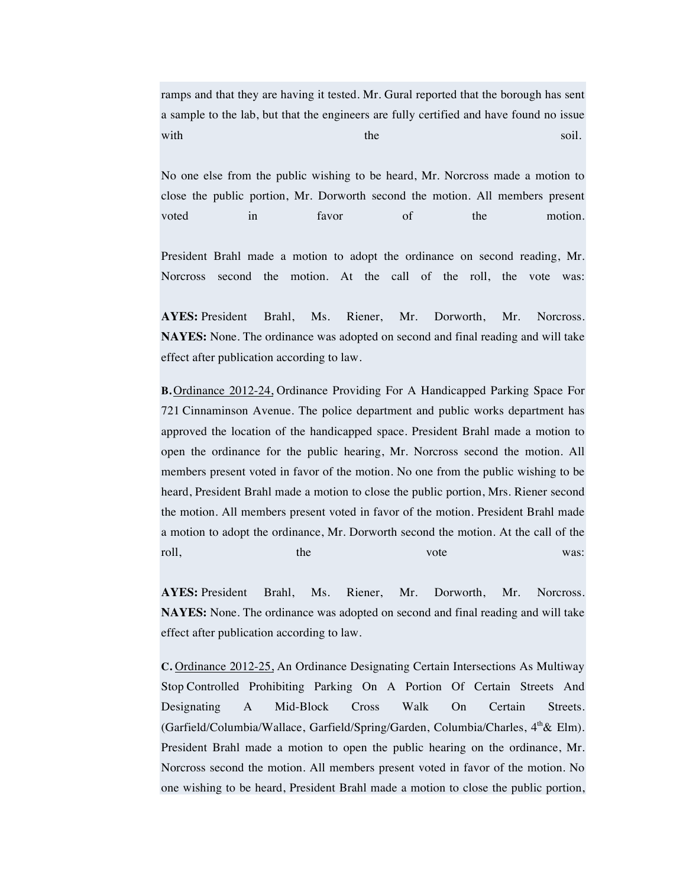ramps and that they are having it tested. Mr. Gural reported that the borough has sent a sample to the lab, but that the engineers are fully certified and have found no issue with the soil.

No one else from the public wishing to be heard, Mr. Norcross made a motion to close the public portion, Mr. Dorworth second the motion. All members present voted in favor of the motion.

President Brahl made a motion to adopt the ordinance on second reading, Mr. Norcross second the motion. At the call of the roll, the vote was:

**AYES:** President Brahl, Ms. Riener, Mr. Dorworth, Mr. Norcross.
**NAYES:** None. The ordinance was adopted on second and final reading and will take effect after publication according to law.

**B.** Ordinance 2012-24, Ordinance Providing For A Handicapped Parking Space For 721 Cinnaminson Avenue. The police department and public works department has approved the location of the handicapped space. President Brahl made a motion to open the ordinance for the public hearing, Mr. Norcross second the motion. All members present voted in favor of the motion. No one from the public wishing to be heard, President Brahl made a motion to close the public portion, Mrs. Riener second the motion. All members present voted in favor of the motion. President Brahl made a motion to adopt the ordinance, Mr. Dorworth second the motion. At the call of the roll, the vote was:

**AYES:** President Brahl, Ms. Riener, Mr. Dorworth, Mr. Norcross.
**NAYES:** None. The ordinance was adopted on second and final reading and will take effect after publication according to law.

**C.** Ordinance 2012-25, An Ordinance Designating Certain Intersections As Multiway Stop Controlled Prohibiting Parking On A Portion Of Certain Streets And Designating A Mid-Block Cross Walk On Certain Streets. (Garfield/Columbia/Wallace, Garfield/Spring/Garden, Columbia/Charles, 4th & Elm). President Brahl made a motion to open the public hearing on the ordinance, Mr. Norcross second the motion. All members present voted in favor of the motion. No one wishing to be heard, President Brahl made a motion to close the public portion,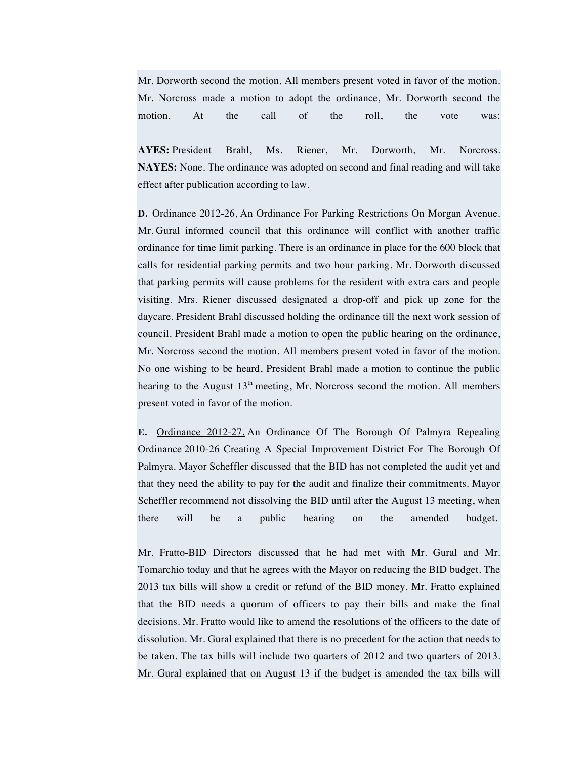Mr. Dorworth second the motion. All members present voted in favor of the motion. Mr. Norcross made a motion to adopt the ordinance, Mr. Dorworth second the motion. At the call of the roll, the vote was:

**AYES:** President Brahl, Ms. Riener, Mr. Dorworth, Mr. Norcross. **NAYES:** None. The ordinance was adopted on second and final reading and will take effect after publication according to law.

**D.** Ordinance 2012-26, An Ordinance For Parking Restrictions On Morgan Avenue. Mr. Gural informed council that this ordinance will conflict with another traffic ordinance for time limit parking. There is an ordinance in place for the 600 block that calls for residential parking permits and two hour parking. Mr. Dorworth discussed that parking permits will cause problems for the resident with extra cars and people visiting. Mrs. Riener discussed designated a drop-off and pick up zone for the daycare. President Brahl discussed holding the ordinance till the next work session of council. President Brahl made a motion to open the public hearing on the ordinance, Mr. Norcross second the motion. All members present voted in favor of the motion. No one wishing to be heard, President Brahl made a motion to continue the public hearing to the August 13th meeting, Mr. Norcross second the motion. All members present voted in favor of the motion.

**E.** Ordinance 2012-27, An Ordinance Of The Borough Of Palmyra Repealing Ordinance 2010-26 Creating A Special Improvement District For The Borough Of Palmyra. Mayor Scheffler discussed that the BID has not completed the audit yet and that they need the ability to pay for the audit and finalize their commitments. Mayor Scheffler recommend not dissolving the BID until after the August 13 meeting, when there will be a public hearing on the amended budget.

Mr. Fratto-BID Directors discussed that he had met with Mr. Gural and Mr. Tomarchio today and that he agrees with the Mayor on reducing the BID budget. The 2013 tax bills will show a credit or refund of the BID money. Mr. Fratto explained that the BID needs a quorum of officers to pay their bills and make the final decisions. Mr. Fratto would like to amend the resolutions of the officers to the date of dissolution. Mr. Gural explained that there is no precedent for the action that needs to be taken. The tax bills will include two quarters of 2012 and two quarters of 2013. Mr. Gural explained that on August 13 if the budget is amended the tax bills will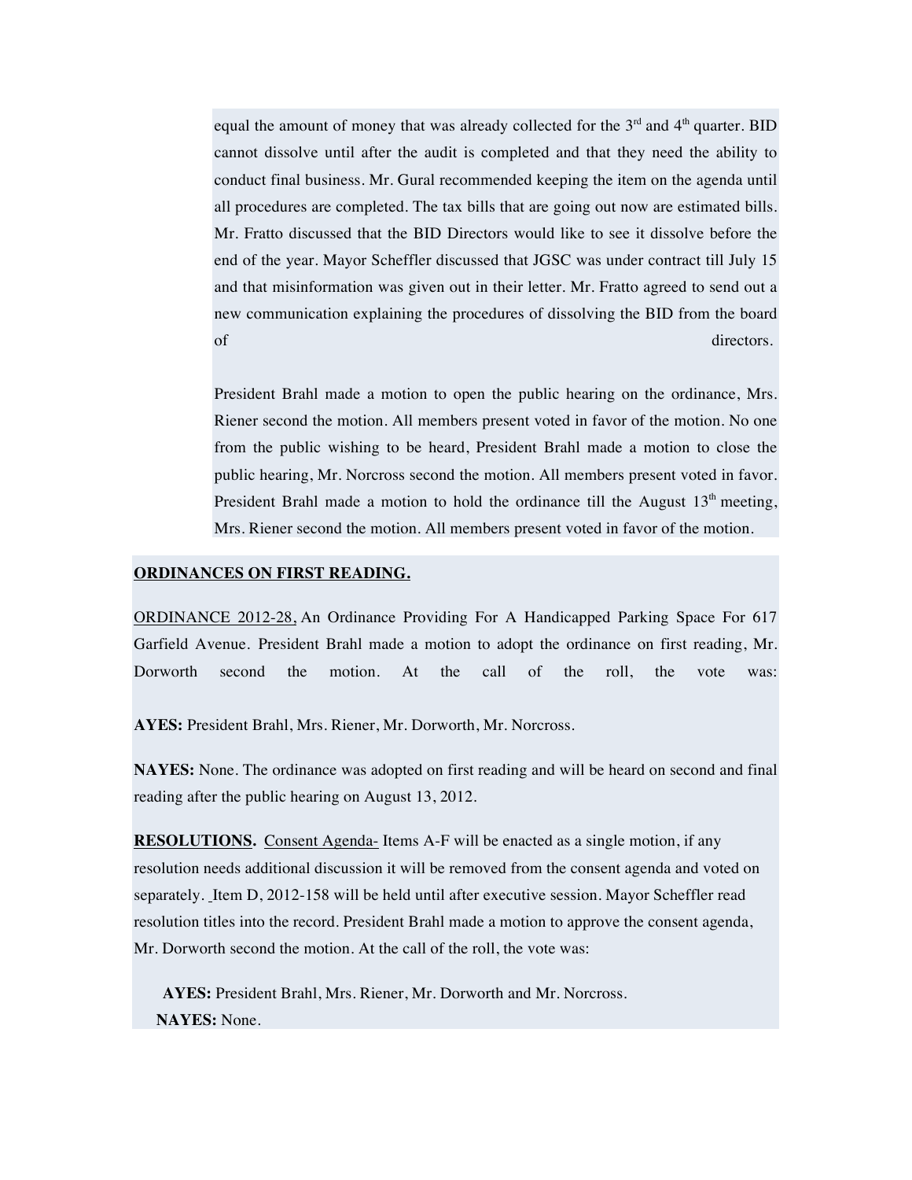equal the amount of money that was already collected for the 3rd and 4th quarter. BID cannot dissolve until after the audit is completed and that they need the ability to conduct final business. Mr. Gural recommended keeping the item on the agenda until all procedures are completed. The tax bills that are going out now are estimated bills. Mr. Fratto discussed that the BID Directors would like to see it dissolve before the end of the year. Mayor Scheffler discussed that JGSC was under contract till July 15 and that misinformation was given out in their letter. Mr. Fratto agreed to send out a new communication explaining the procedures of dissolving the BID from the board of directors.

President Brahl made a motion to open the public hearing on the ordinance, Mrs. Riener second the motion. All members present voted in favor of the motion. No one from the public wishing to be heard, President Brahl made a motion to close the public hearing, Mr. Norcross second the motion. All members present voted in favor. President Brahl made a motion to hold the ordinance till the August 13th meeting, Mrs. Riener second the motion. All members present voted in favor of the motion.

**ORDINANCES ON FIRST READING.**

ORDINANCE 2012-28, An Ordinance Providing For A Handicapped Parking Space For 617 Garfield Avenue. President Brahl made a motion to adopt the ordinance on first reading, Mr. Dorworth second the motion. At the call of the roll, the vote was:

**AYES:** President Brahl, Mrs. Riener, Mr. Dorworth, Mr. Norcross.

**NAYES:** None. The ordinance was adopted on first reading and will be heard on second and final reading after the public hearing on August 13, 2012.

**RESOLUTIONS.** Consent Agenda- Items A-F will be enacted as a single motion, if any resolution needs additional discussion it will be removed from the consent agenda and voted on separately. Item D, 2012-158 will be held until after executive session. Mayor Scheffler read resolution titles into the record. President Brahl made a motion to approve the consent agenda, Mr. Dorworth second the motion. At the call of the roll, the vote was:

**AYES:** President Brahl, Mrs. Riener, Mr. Dorworth and Mr. Norcross.

**NAYES:** None.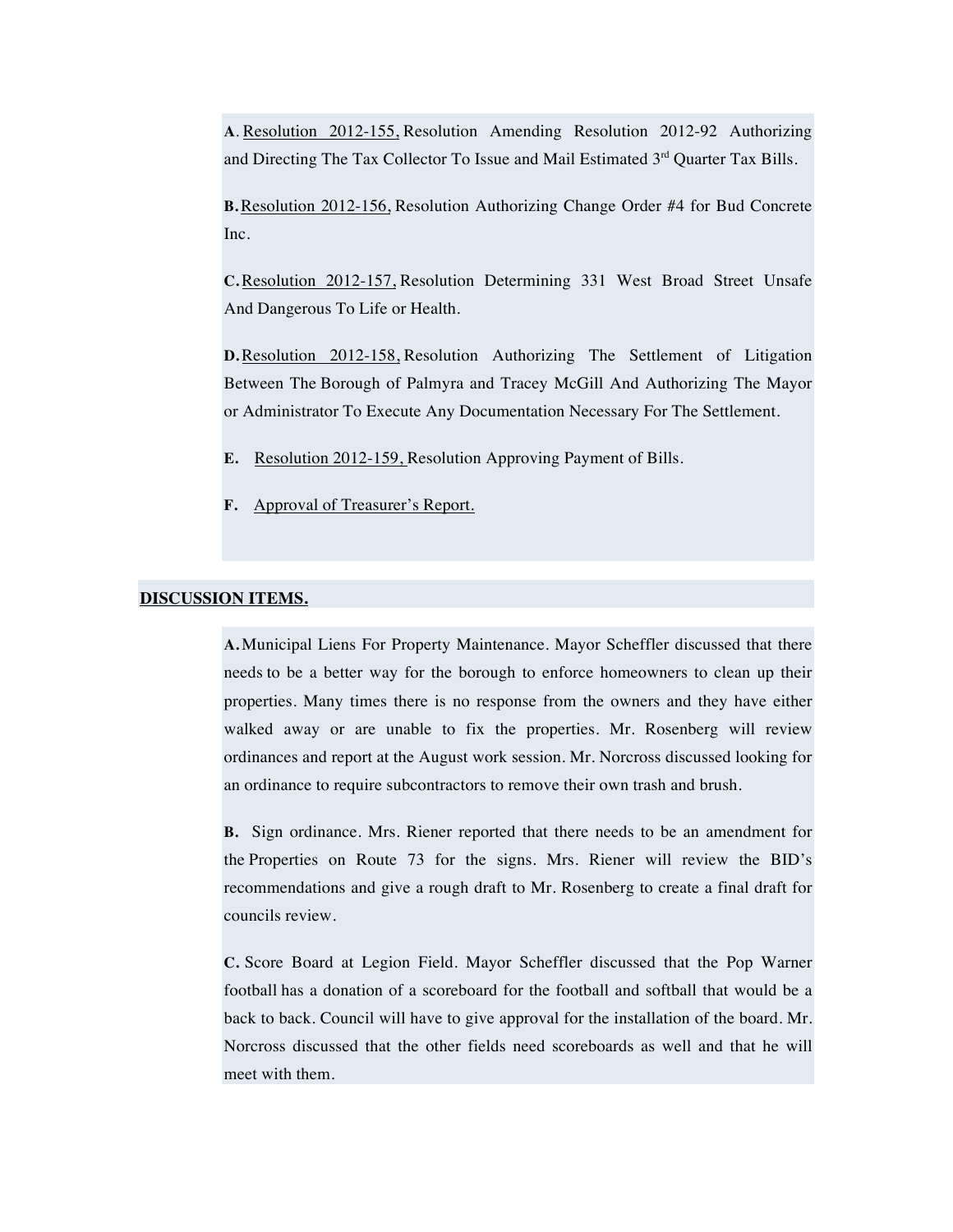**A**. Resolution 2012-155, Resolution Amending Resolution 2012-92 Authorizing and Directing The Tax Collector To Issue and Mail Estimated 3rd Quarter Tax Bills.

**B.** Resolution 2012-156, Resolution Authorizing Change Order #4 for Bud Concrete Inc.

**C.** Resolution 2012-157, Resolution Determining 331 West Broad Street Unsafe And Dangerous To Life or Health.

**D.** Resolution 2012-158, Resolution Authorizing The Settlement of Litigation Between The Borough of Palmyra and Tracey McGill And Authorizing The Mayor or Administrator To Execute Any Documentation Necessary For The Settlement.

**E.** Resolution 2012-159, Resolution Approving Payment of Bills.

**F.** Approval of Treasurer's Report.

**DISCUSSION ITEMS.**

**A.** Municipal Liens For Property Maintenance. Mayor Scheffler discussed that there needs to be a better way for the borough to enforce homeowners to clean up their properties. Many times there is no response from the owners and they have either walked away or are unable to fix the properties. Mr. Rosenberg will review ordinances and report at the August work session. Mr. Norcross discussed looking for an ordinance to require subcontractors to remove their own trash and brush.

**B.** Sign ordinance. Mrs. Riener reported that there needs to be an amendment for the Properties on Route 73 for the signs. Mrs. Riener will review the BID's recommendations and give a rough draft to Mr. Rosenberg to create a final draft for councils review.

**C.** Score Board at Legion Field. Mayor Scheffler discussed that the Pop Warner football has a donation of a scoreboard for the football and softball that would be a back to back. Council will have to give approval for the installation of the board. Mr. Norcross discussed that the other fields need scoreboards as well and that he will meet with them.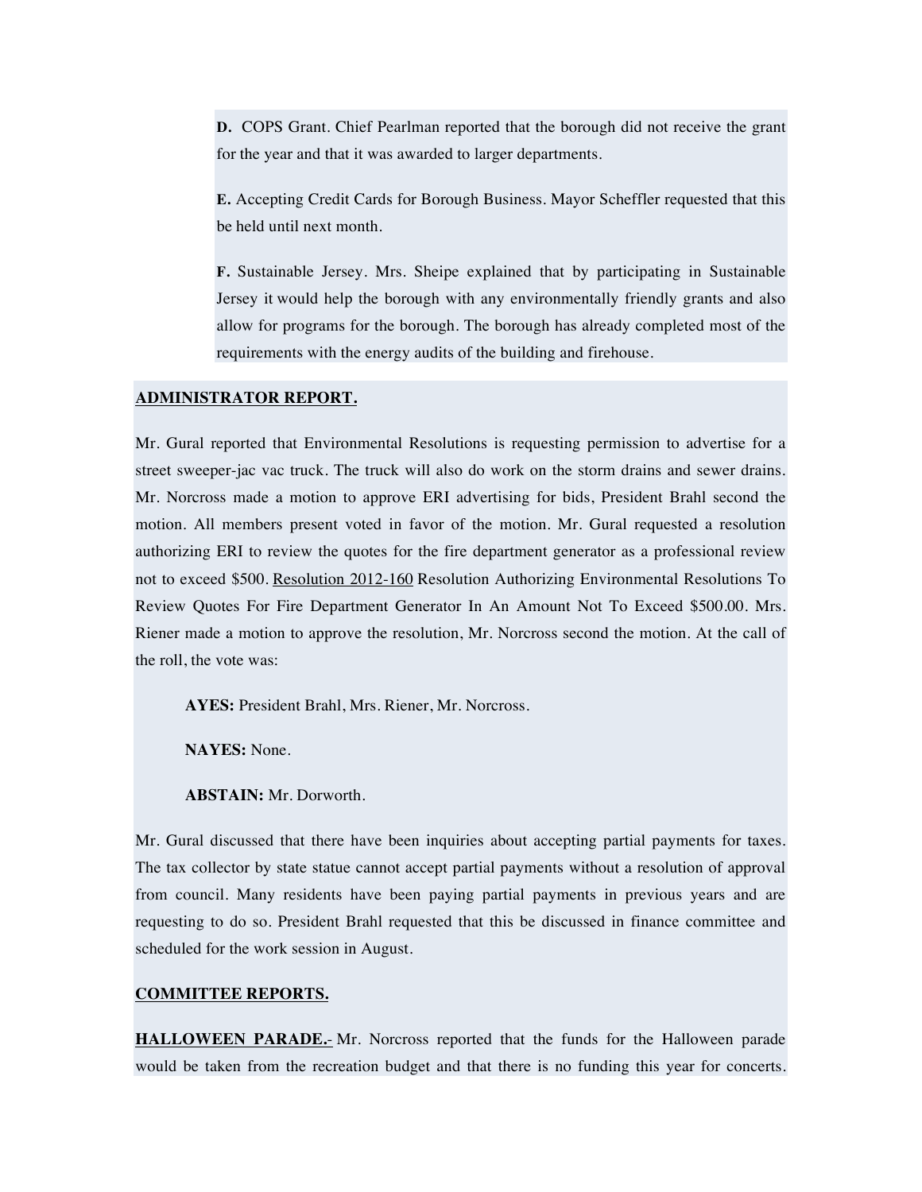**D.** COPS Grant. Chief Pearlman reported that the borough did not receive the grant for the year and that it was awarded to larger departments.

**E.** Accepting Credit Cards for Borough Business. Mayor Scheffler requested that this be held until next month.

**F.** Sustainable Jersey. Mrs. Sheipe explained that by participating in Sustainable Jersey it would help the borough with any environmentally friendly grants and also allow for programs for the borough. The borough has already completed most of the requirements with the energy audits of the building and firehouse.

**ADMINISTRATOR REPORT.**

Mr. Gural reported that Environmental Resolutions is requesting permission to advertise for a street sweeper-jac vac truck. The truck will also do work on the storm drains and sewer drains. Mr. Norcross made a motion to approve ERI advertising for bids, President Brahl second the motion. All members present voted in favor of the motion. Mr. Gural requested a resolution authorizing ERI to review the quotes for the fire department generator as a professional review not to exceed $500. Resolution 2012-160 Resolution Authorizing Environmental Resolutions To Review Quotes For Fire Department Generator In An Amount Not To Exceed $500.00. Mrs. Riener made a motion to approve the resolution, Mr. Norcross second the motion. At the call of the roll, the vote was:

**AYES:** President Brahl, Mrs. Riener, Mr. Norcross.

**NAYES:** None.

**ABSTAIN:** Mr. Dorworth.

Mr. Gural discussed that there have been inquiries about accepting partial payments for taxes. The tax collector by state statue cannot accept partial payments without a resolution of approval from council. Many residents have been paying partial payments in previous years and are requesting to do so. President Brahl requested that this be discussed in finance committee and scheduled for the work session in August.

**COMMITTEE REPORTS.**

**HALLOWEEN PARADE.**- Mr. Norcross reported that the funds for the Halloween parade would be taken from the recreation budget and that there is no funding this year for concerts.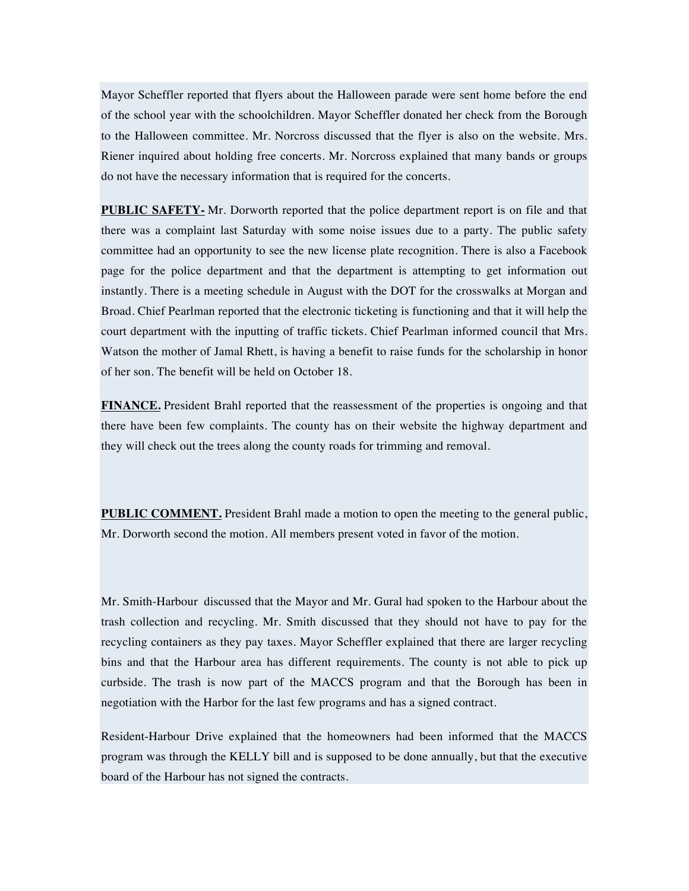Mayor Scheffler reported that flyers about the Halloween parade were sent home before the end of the school year with the schoolchildren. Mayor Scheffler donated her check from the Borough to the Halloween committee. Mr. Norcross discussed that the flyer is also on the website. Mrs. Riener inquired about holding free concerts. Mr. Norcross explained that many bands or groups do not have the necessary information that is required for the concerts.

**PUBLIC SAFETY-** Mr. Dorworth reported that the police department report is on file and that there was a complaint last Saturday with some noise issues due to a party. The public safety committee had an opportunity to see the new license plate recognition. There is also a Facebook page for the police department and that the department is attempting to get information out instantly. There is a meeting schedule in August with the DOT for the crosswalks at Morgan and Broad. Chief Pearlman reported that the electronic ticketing is functioning and that it will help the court department with the inputting of traffic tickets. Chief Pearlman informed council that Mrs. Watson the mother of Jamal Rhett, is having a benefit to raise funds for the scholarship in honor of her son. The benefit will be held on October 18.

**FINANCE.** President Brahl reported that the reassessment of the properties is ongoing and that there have been few complaints. The county has on their website the highway department and they will check out the trees along the county roads for trimming and removal.

**PUBLIC COMMENT.** President Brahl made a motion to open the meeting to the general public, Mr. Dorworth second the motion. All members present voted in favor of the motion.

Mr. Smith-Harbour discussed that the Mayor and Mr. Gural had spoken to the Harbour about the trash collection and recycling. Mr. Smith discussed that they should not have to pay for the recycling containers as they pay taxes. Mayor Scheffler explained that there are larger recycling bins and that the Harbour area has different requirements. The county is not able to pick up curbside. The trash is now part of the MACCS program and that the Borough has been in negotiation with the Harbor for the last few programs and has a signed contract.

Resident-Harbour Drive explained that the homeowners had been informed that the MACCS program was through the KELLY bill and is supposed to be done annually, but that the executive board of the Harbour has not signed the contracts.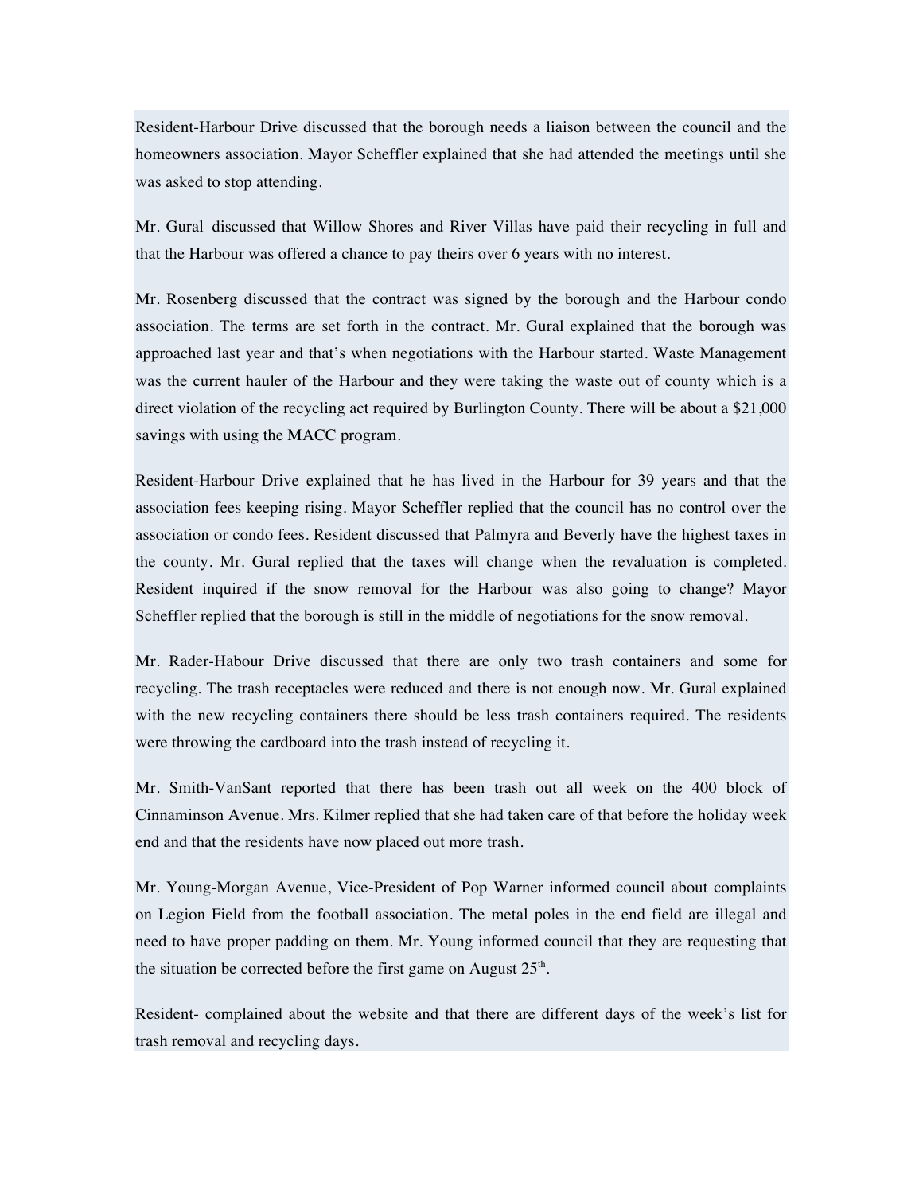Resident-Harbour Drive discussed that the borough needs a liaison between the council and the homeowners association. Mayor Scheffler explained that she had attended the meetings until she was asked to stop attending.

Mr. Gural discussed that Willow Shores and River Villas have paid their recycling in full and that the Harbour was offered a chance to pay theirs over 6 years with no interest.

Mr. Rosenberg discussed that the contract was signed by the borough and the Harbour condo association. The terms are set forth in the contract. Mr. Gural explained that the borough was approached last year and that's when negotiations with the Harbour started. Waste Management was the current hauler of the Harbour and they were taking the waste out of county which is a direct violation of the recycling act required by Burlington County. There will be about a $21,000 savings with using the MACC program.

Resident-Harbour Drive explained that he has lived in the Harbour for 39 years and that the association fees keeping rising. Mayor Scheffler replied that the council has no control over the association or condo fees. Resident discussed that Palmyra and Beverly have the highest taxes in the county. Mr. Gural replied that the taxes will change when the revaluation is completed. Resident inquired if the snow removal for the Harbour was also going to change? Mayor Scheffler replied that the borough is still in the middle of negotiations for the snow removal.

Mr. Rader-Habour Drive discussed that there are only two trash containers and some for recycling. The trash receptacles were reduced and there is not enough now. Mr. Gural explained with the new recycling containers there should be less trash containers required. The residents were throwing the cardboard into the trash instead of recycling it.

Mr. Smith-VanSant reported that there has been trash out all week on the 400 block of Cinnaminson Avenue. Mrs. Kilmer replied that she had taken care of that before the holiday week end and that the residents have now placed out more trash.

Mr. Young-Morgan Avenue, Vice-President of Pop Warner informed council about complaints on Legion Field from the football association. The metal poles in the end field are illegal and need to have proper padding on them. Mr. Young informed council that they are requesting that the situation be corrected before the first game on August 25th.

Resident- complained about the website and that there are different days of the week's list for trash removal and recycling days.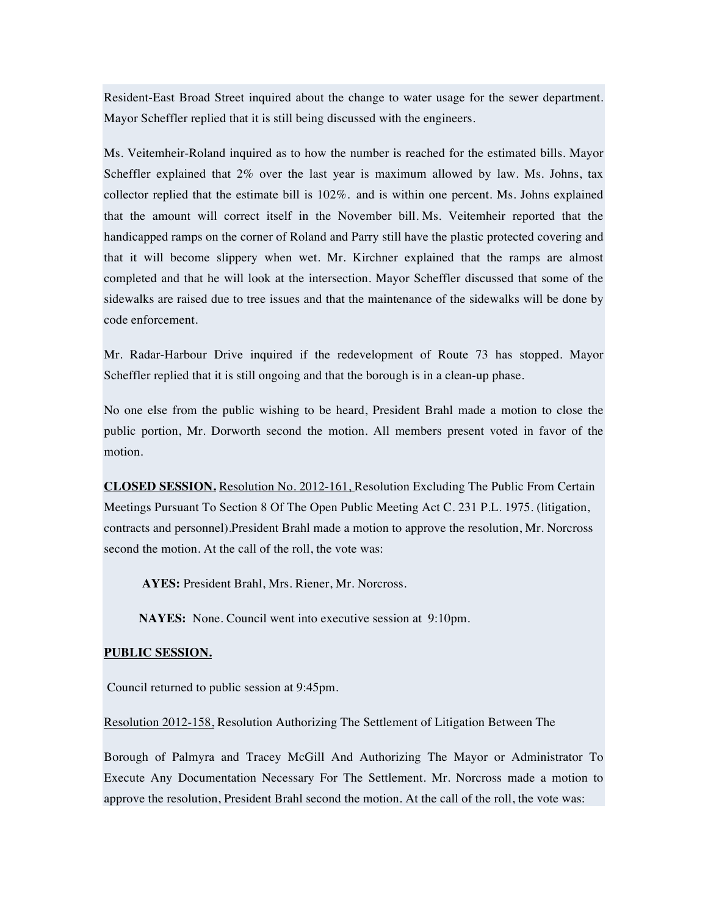Resident-East Broad Street inquired about the change to water usage for the sewer department. Mayor Scheffler replied that it is still being discussed with the engineers.

Ms. Veitemheir-Roland inquired as to how the number is reached for the estimated bills. Mayor Scheffler explained that 2% over the last year is maximum allowed by law. Ms. Johns, tax collector replied that the estimate bill is 102%. and is within one percent. Ms. Johns explained that the amount will correct itself in the November bill. Ms. Veitemheir reported that the handicapped ramps on the corner of Roland and Parry still have the plastic protected covering and that it will become slippery when wet. Mr. Kirchner explained that the ramps are almost completed and that he will look at the intersection. Mayor Scheffler discussed that some of the sidewalks are raised due to tree issues and that the maintenance of the sidewalks will be done by code enforcement.

Mr. Radar-Harbour Drive inquired if the redevelopment of Route 73 has stopped. Mayor Scheffler replied that it is still ongoing and that the borough is in a clean-up phase.

No one else from the public wishing to be heard, President Brahl made a motion to close the public portion, Mr. Dorworth second the motion. All members present voted in favor of the motion.

**CLOSED SESSION.** Resolution No. 2012-161, Resolution Excluding The Public From Certain Meetings Pursuant To Section 8 Of The Open Public Meeting Act C. 231 P.L. 1975. (litigation, contracts and personnel).President Brahl made a motion to approve the resolution, Mr. Norcross second the motion. At the call of the roll, the vote was:

**AYES:** President Brahl, Mrs. Riener, Mr. Norcross.

**NAYES:** None. Council went into executive session at 9:10pm.

**PUBLIC SESSION.**

Council returned to public session at 9:45pm.

Resolution 2012-158, Resolution Authorizing The Settlement of Litigation Between The

Borough of Palmyra and Tracey McGill And Authorizing The Mayor or Administrator To Execute Any Documentation Necessary For The Settlement. Mr. Norcross made a motion to approve the resolution, President Brahl second the motion. At the call of the roll, the vote was: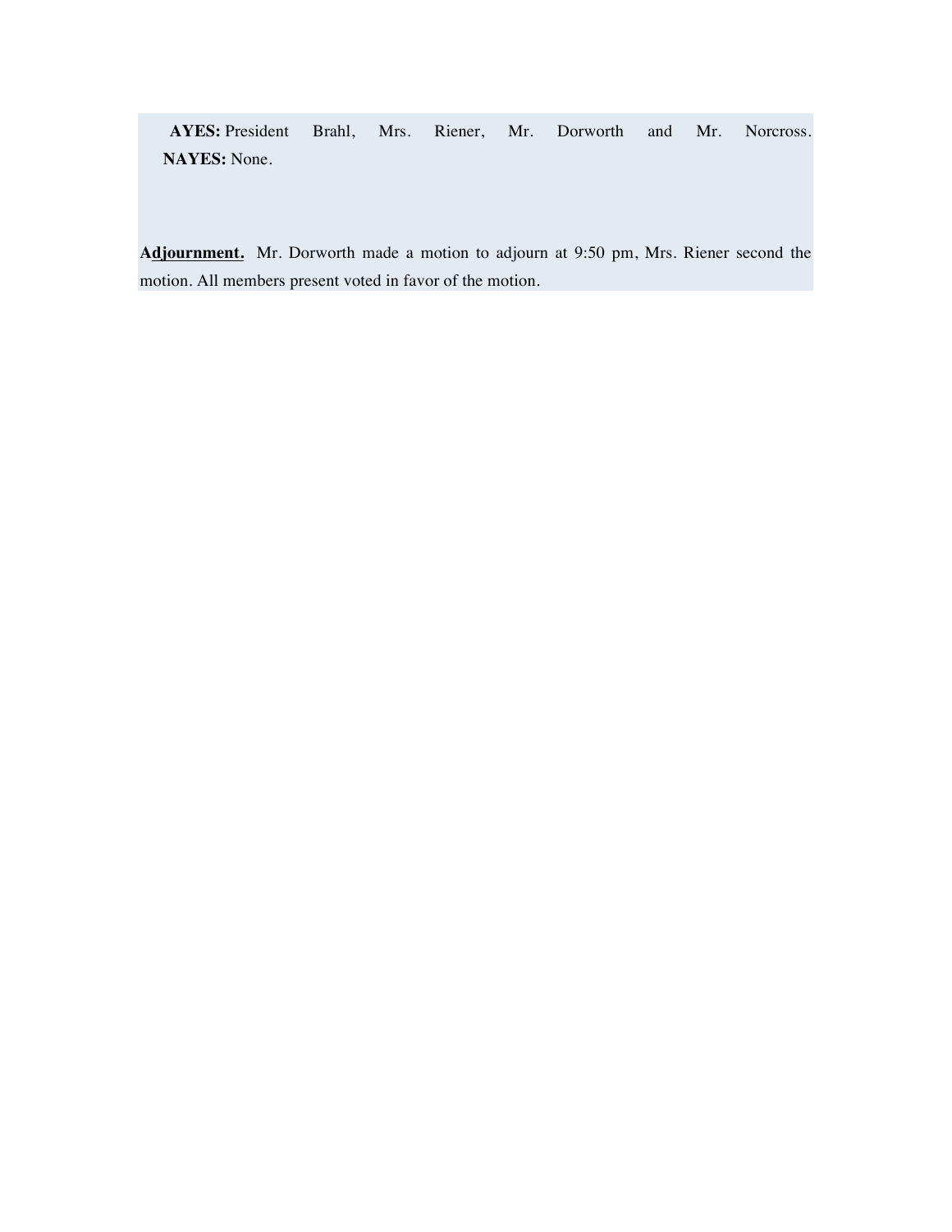**AYES:** President Brahl, Mrs. Riener, Mr. Dorworth and Mr. Norcross.
**NAYES:** None.

**Adjournment.** Mr. Dorworth made a motion to adjourn at 9:50 pm, Mrs. Riener second the motion. All members present voted in favor of the motion.